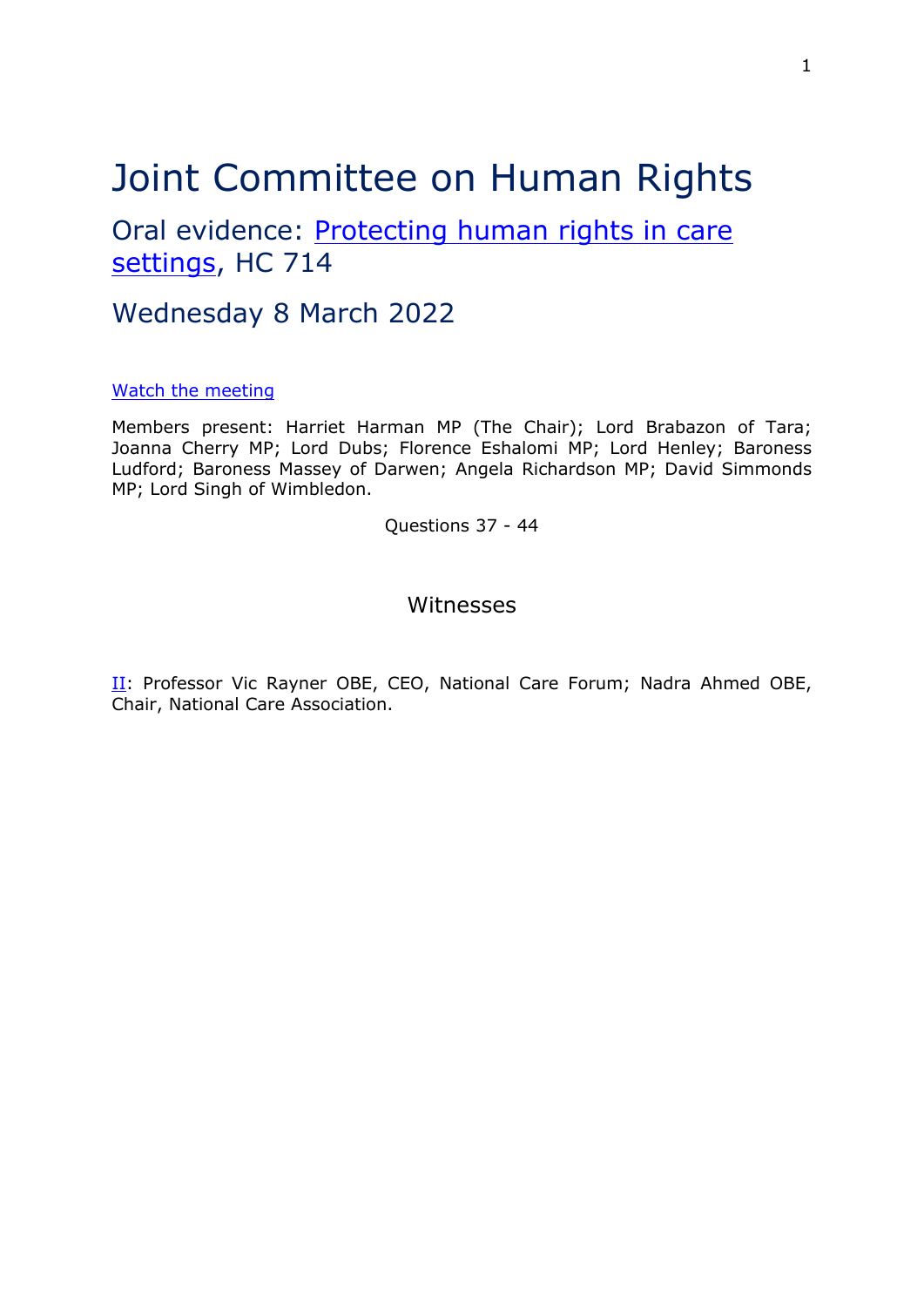# Joint Committee on Human Rights

## Oral evidence: [Protecting human rights in care settings](), HC 714

## Wednesday 8 March 2022

[Watch the meeting]()

Members present: Harriet Harman MP (The Chair); Lord Brabazon of Tara; Joanna Cherry MP; Lord Dubs; Florence Eshalomi MP; Lord Henley; Baroness Ludford; Baroness Massey of Darwen; Angela Richardson MP; David Simmonds MP; Lord Singh of Wimbledon.

Questions 37 - 44

### Witnesses

[II](): Professor Vic Rayner OBE, CEO, National Care Forum; Nadra Ahmed OBE, Chair, National Care Association.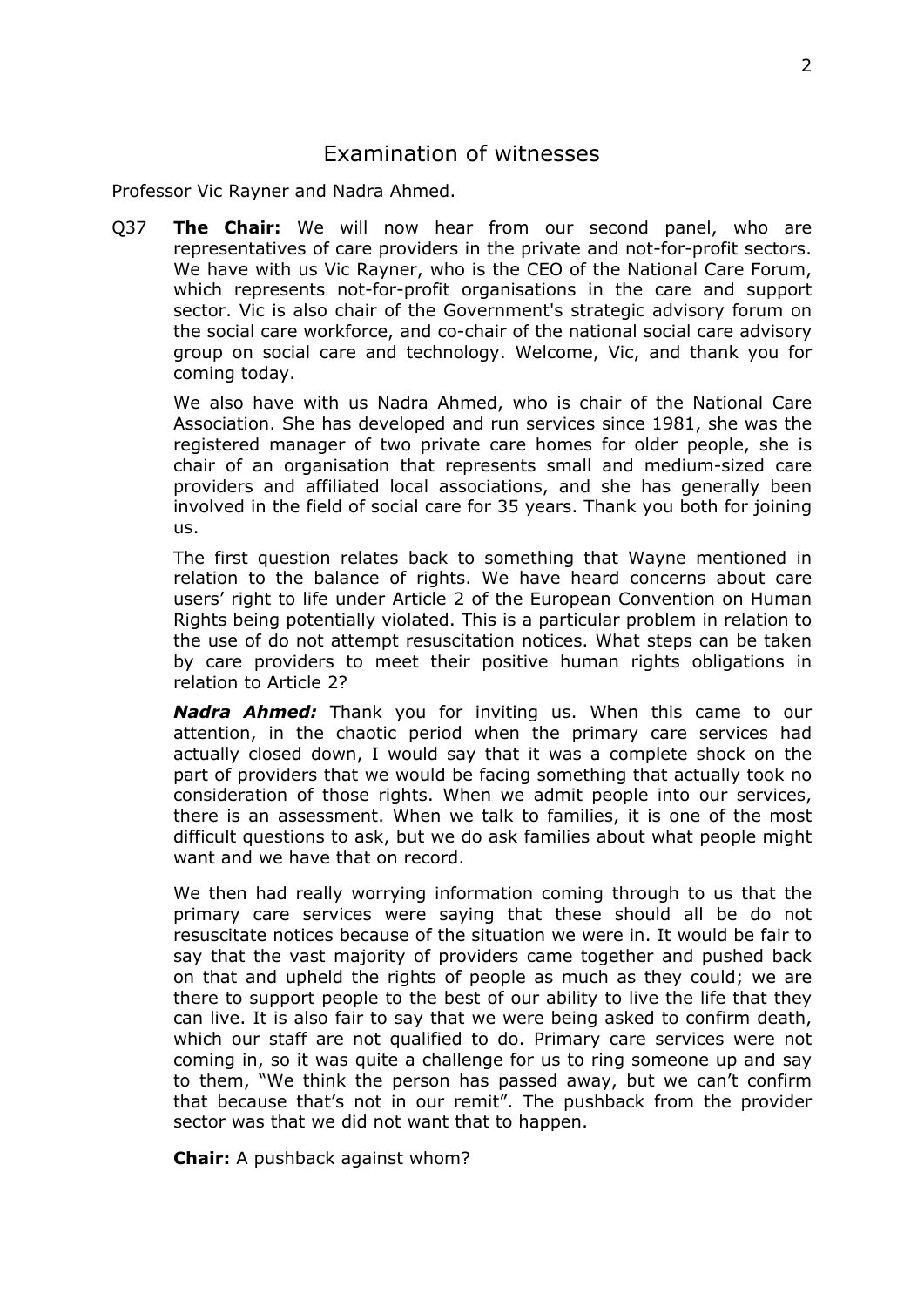## Examination of witnesses

Professor Vic Rayner and Nadra Ahmed.

Q37 **The Chair:** We will now hear from our second panel, who are representatives of care providers in the private and not-for-profit sectors. We have with us Vic Rayner, who is the CEO of the National Care Forum, which represents not-for-profit organisations in the care and support sector. Vic is also chair of the Government's strategic advisory forum on the social care workforce, and co-chair of the national social care advisory group on social care and technology. Welcome, Vic, and thank you for coming today.

We also have with us Nadra Ahmed, who is chair of the National Care Association. She has developed and run services since 1981, she was the registered manager of two private care homes for older people, she is chair of an organisation that represents small and medium-sized care providers and affiliated local associations, and she has generally been involved in the field of social care for 35 years. Thank you both for joining us.

The first question relates back to something that Wayne mentioned in relation to the balance of rights. We have heard concerns about care users' right to life under Article 2 of the European Convention on Human Rights being potentially violated. This is a particular problem in relation to the use of do not attempt resuscitation notices. What steps can be taken by care providers to meet their positive human rights obligations in relation to Article 2?

***Nadra Ahmed:*** Thank you for inviting us. When this came to our attention, in the chaotic period when the primary care services had actually closed down, I would say that it was a complete shock on the part of providers that we would be facing something that actually took no consideration of those rights. When we admit people into our services, there is an assessment. When we talk to families, it is one of the most difficult questions to ask, but we do ask families about what people might want and we have that on record.

We then had really worrying information coming through to us that the primary care services were saying that these should all be do not resuscitate notices because of the situation we were in. It would be fair to say that the vast majority of providers came together and pushed back on that and upheld the rights of people as much as they could; we are there to support people to the best of our ability to live the life that they can live. It is also fair to say that we were being asked to confirm death, which our staff are not qualified to do. Primary care services were not coming in, so it was quite a challenge for us to ring someone up and say to them, "We think the person has passed away, but we can't confirm that because that's not in our remit". The pushback from the provider sector was that we did not want that to happen.

**Chair:** A pushback against whom?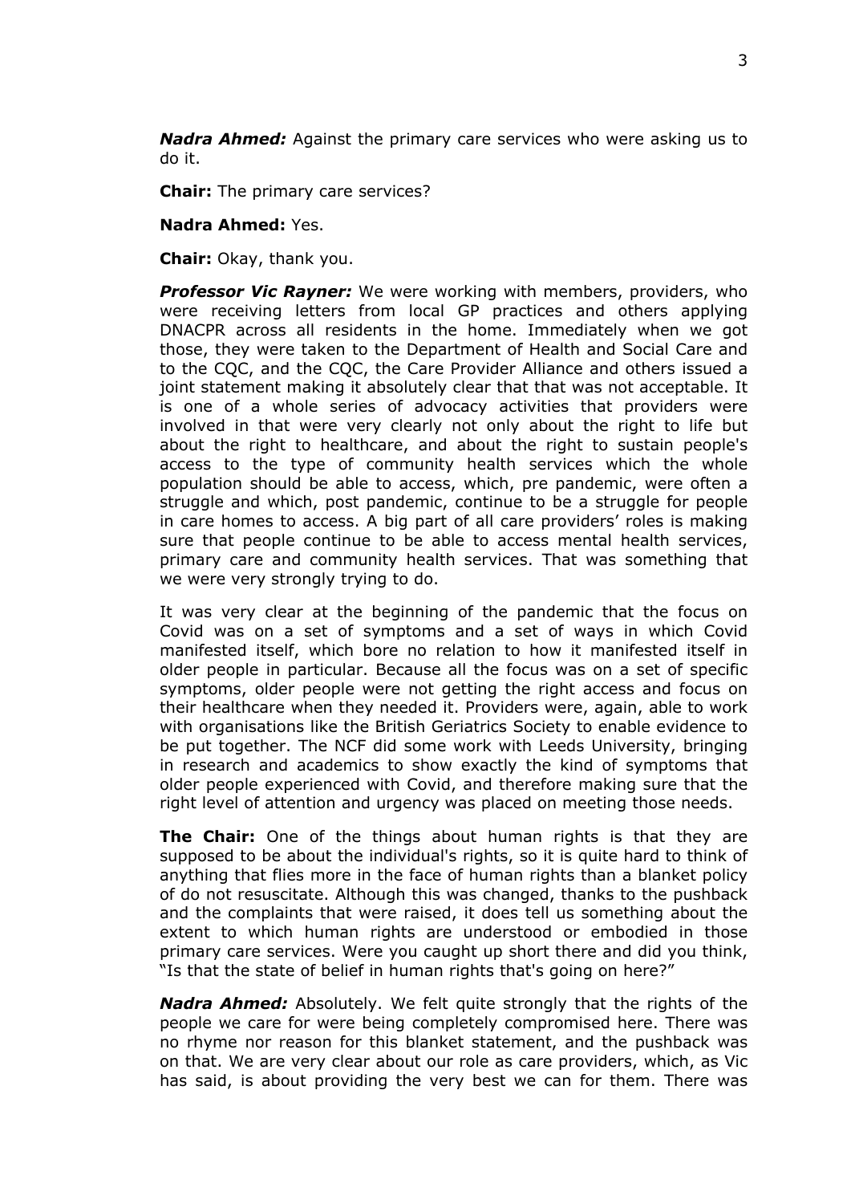***Nadra Ahmed:*** Against the primary care services who were asking us to do it.

**Chair:** The primary care services?

**Nadra Ahmed:** Yes.

**Chair:** Okay, thank you.

***Professor Vic Rayner:*** We were working with members, providers, who were receiving letters from local GP practices and others applying DNACPR across all residents in the home. Immediately when we got those, they were taken to the Department of Health and Social Care and to the CQC, and the CQC, the Care Provider Alliance and others issued a joint statement making it absolutely clear that that was not acceptable. It is one of a whole series of advocacy activities that providers were involved in that were very clearly not only about the right to life but about the right to healthcare, and about the right to sustain people's access to the type of community health services which the whole population should be able to access, which, pre pandemic, were often a struggle and which, post pandemic, continue to be a struggle for people in care homes to access. A big part of all care providers' roles is making sure that people continue to be able to access mental health services, primary care and community health services. That was something that we were very strongly trying to do.

It was very clear at the beginning of the pandemic that the focus on Covid was on a set of symptoms and a set of ways in which Covid manifested itself, which bore no relation to how it manifested itself in older people in particular. Because all the focus was on a set of specific symptoms, older people were not getting the right access and focus on their healthcare when they needed it. Providers were, again, able to work with organisations like the British Geriatrics Society to enable evidence to be put together. The NCF did some work with Leeds University, bringing in research and academics to show exactly the kind of symptoms that older people experienced with Covid, and therefore making sure that the right level of attention and urgency was placed on meeting those needs.

**The Chair:** One of the things about human rights is that they are supposed to be about the individual's rights, so it is quite hard to think of anything that flies more in the face of human rights than a blanket policy of do not resuscitate. Although this was changed, thanks to the pushback and the complaints that were raised, it does tell us something about the extent to which human rights are understood or embodied in those primary care services. Were you caught up short there and did you think, "Is that the state of belief in human rights that's going on here?"

***Nadra Ahmed:*** Absolutely. We felt quite strongly that the rights of the people we care for were being completely compromised here. There was no rhyme nor reason for this blanket statement, and the pushback was on that. We are very clear about our role as care providers, which, as Vic has said, is about providing the very best we can for them. There was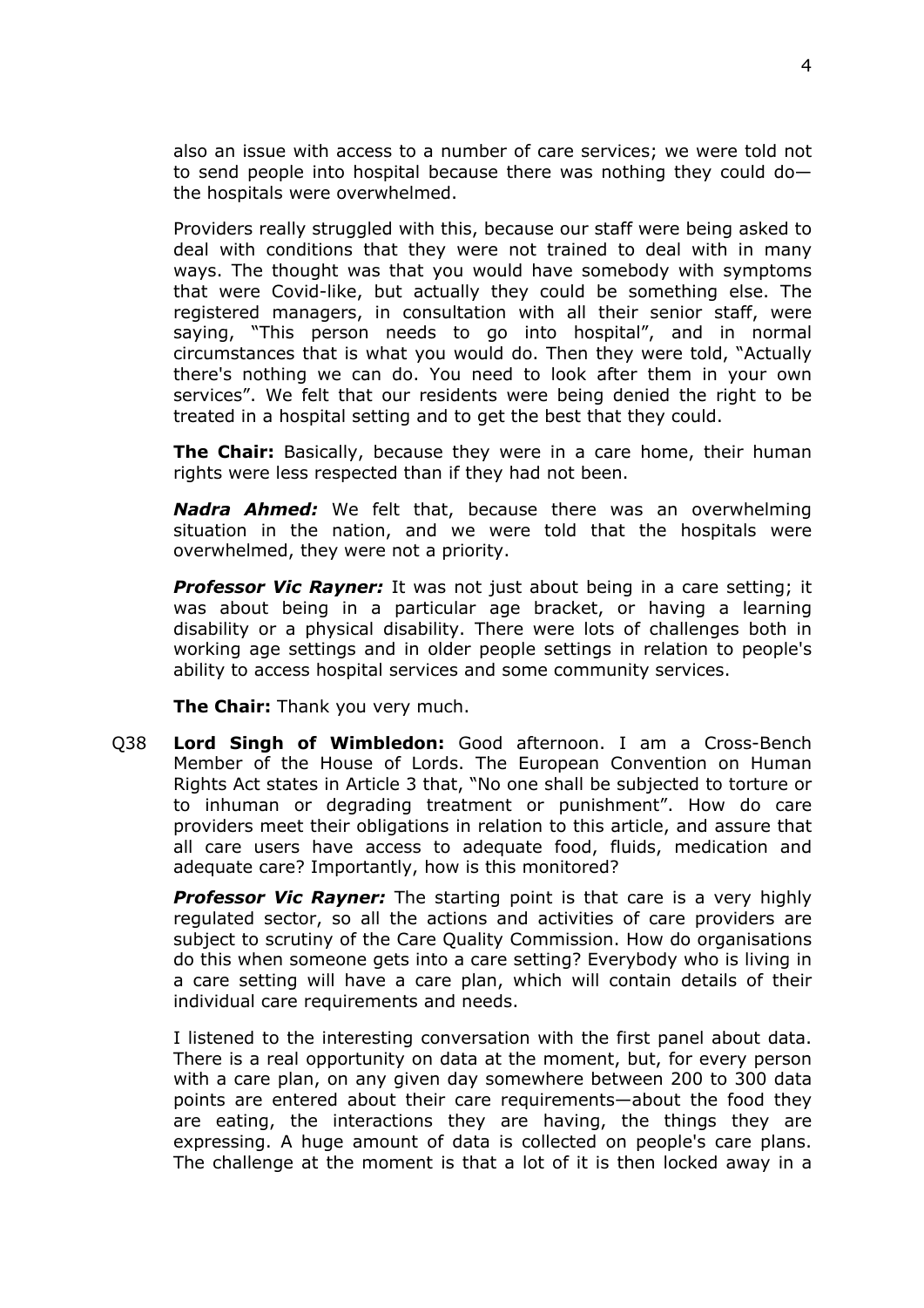also an issue with access to a number of care services; we were told not to send people into hospital because there was nothing they could do—the hospitals were overwhelmed.

Providers really struggled with this, because our staff were being asked to deal with conditions that they were not trained to deal with in many ways. The thought was that you would have somebody with symptoms that were Covid-like, but actually they could be something else. The registered managers, in consultation with all their senior staff, were saying, "This person needs to go into hospital", and in normal circumstances that is what you would do. Then they were told, "Actually there's nothing we can do. You need to look after them in your own services". We felt that our residents were being denied the right to be treated in a hospital setting and to get the best that they could.

**The Chair:** Basically, because they were in a care home, their human rights were less respected than if they had not been.

***Nadra Ahmed:*** We felt that, because there was an overwhelming situation in the nation, and we were told that the hospitals were overwhelmed, they were not a priority.

***Professor Vic Rayner:*** It was not just about being in a care setting; it was about being in a particular age bracket, or having a learning disability or a physical disability. There were lots of challenges both in working age settings and in older people settings in relation to people's ability to access hospital services and some community services.

**The Chair:** Thank you very much.

Q38 **Lord Singh of Wimbledon:** Good afternoon. I am a Cross-Bench Member of the House of Lords. The European Convention on Human Rights Act states in Article 3 that, "No one shall be subjected to torture or to inhuman or degrading treatment or punishment". How do care providers meet their obligations in relation to this article, and assure that all care users have access to adequate food, fluids, medication and adequate care? Importantly, how is this monitored?

***Professor Vic Rayner:*** The starting point is that care is a very highly regulated sector, so all the actions and activities of care providers are subject to scrutiny of the Care Quality Commission. How do organisations do this when someone gets into a care setting? Everybody who is living in a care setting will have a care plan, which will contain details of their individual care requirements and needs.

I listened to the interesting conversation with the first panel about data. There is a real opportunity on data at the moment, but, for every person with a care plan, on any given day somewhere between 200 to 300 data points are entered about their care requirements—about the food they are eating, the interactions they are having, the things they are expressing. A huge amount of data is collected on people's care plans. The challenge at the moment is that a lot of it is then locked away in a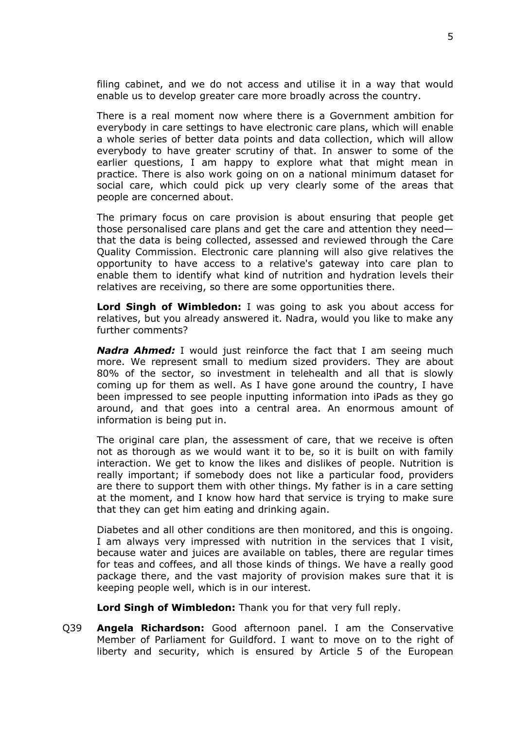filing cabinet, and we do not access and utilise it in a way that would enable us to develop greater care more broadly across the country.

There is a real moment now where there is a Government ambition for everybody in care settings to have electronic care plans, which will enable a whole series of better data points and data collection, which will allow everybody to have greater scrutiny of that. In answer to some of the earlier questions, I am happy to explore what that might mean in practice. There is also work going on on a national minimum dataset for social care, which could pick up very clearly some of the areas that people are concerned about.

The primary focus on care provision is about ensuring that people get those personalised care plans and get the care and attention they need—that the data is being collected, assessed and reviewed through the Care Quality Commission. Electronic care planning will also give relatives the opportunity to have access to a relative's gateway into care plan to enable them to identify what kind of nutrition and hydration levels their relatives are receiving, so there are some opportunities there.

**Lord Singh of Wimbledon:** I was going to ask you about access for relatives, but you already answered it. Nadra, would you like to make any further comments?

***Nadra Ahmed:*** I would just reinforce the fact that I am seeing much more. We represent small to medium sized providers. They are about 80% of the sector, so investment in telehealth and all that is slowly coming up for them as well. As I have gone around the country, I have been impressed to see people inputting information into iPads as they go around, and that goes into a central area. An enormous amount of information is being put in.

The original care plan, the assessment of care, that we receive is often not as thorough as we would want it to be, so it is built on with family interaction. We get to know the likes and dislikes of people. Nutrition is really important; if somebody does not like a particular food, providers are there to support them with other things. My father is in a care setting at the moment, and I know how hard that service is trying to make sure that they can get him eating and drinking again.

Diabetes and all other conditions are then monitored, and this is ongoing. I am always very impressed with nutrition in the services that I visit, because water and juices are available on tables, there are regular times for teas and coffees, and all those kinds of things. We have a really good package there, and the vast majority of provision makes sure that it is keeping people well, which is in our interest.

**Lord Singh of Wimbledon:** Thank you for that very full reply.

Q39 **Angela Richardson:** Good afternoon panel. I am the Conservative Member of Parliament for Guildford. I want to move on to the right of liberty and security, which is ensured by Article 5 of the European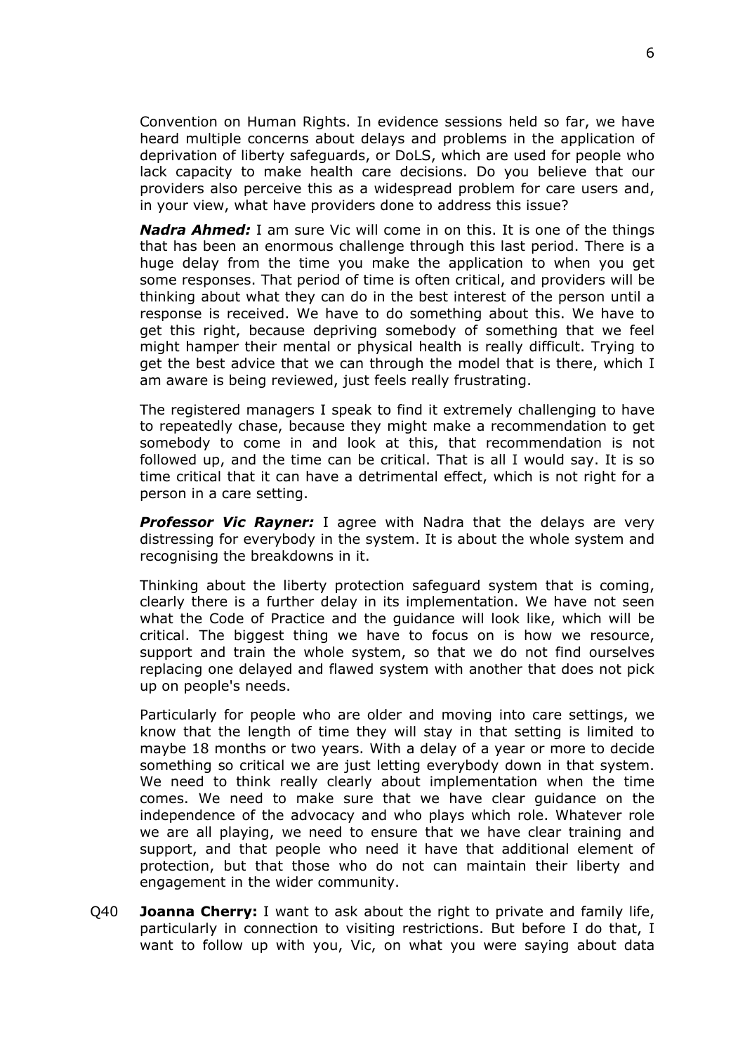Convention on Human Rights. In evidence sessions held so far, we have heard multiple concerns about delays and problems in the application of deprivation of liberty safeguards, or DoLS, which are used for people who lack capacity to make health care decisions. Do you believe that our providers also perceive this as a widespread problem for care users and, in your view, what have providers done to address this issue?

***Nadra Ahmed:*** I am sure Vic will come in on this. It is one of the things that has been an enormous challenge through this last period. There is a huge delay from the time you make the application to when you get some responses. That period of time is often critical, and providers will be thinking about what they can do in the best interest of the person until a response is received. We have to do something about this. We have to get this right, because depriving somebody of something that we feel might hamper their mental or physical health is really difficult. Trying to get the best advice that we can through the model that is there, which I am aware is being reviewed, just feels really frustrating.

The registered managers I speak to find it extremely challenging to have to repeatedly chase, because they might make a recommendation to get somebody to come in and look at this, that recommendation is not followed up, and the time can be critical. That is all I would say. It is so time critical that it can have a detrimental effect, which is not right for a person in a care setting.

***Professor Vic Rayner:*** I agree with Nadra that the delays are very distressing for everybody in the system. It is about the whole system and recognising the breakdowns in it.

Thinking about the liberty protection safeguard system that is coming, clearly there is a further delay in its implementation. We have not seen what the Code of Practice and the guidance will look like, which will be critical. The biggest thing we have to focus on is how we resource, support and train the whole system, so that we do not find ourselves replacing one delayed and flawed system with another that does not pick up on people's needs.

Particularly for people who are older and moving into care settings, we know that the length of time they will stay in that setting is limited to maybe 18 months or two years. With a delay of a year or more to decide something so critical we are just letting everybody down in that system. We need to think really clearly about implementation when the time comes. We need to make sure that we have clear guidance on the independence of the advocacy and who plays which role. Whatever role we are all playing, we need to ensure that we have clear training and support, and that people who need it have that additional element of protection, but that those who do not can maintain their liberty and engagement in the wider community.

Q40 **Joanna Cherry:** I want to ask about the right to private and family life, particularly in connection to visiting restrictions. But before I do that, I want to follow up with you, Vic, on what you were saying about data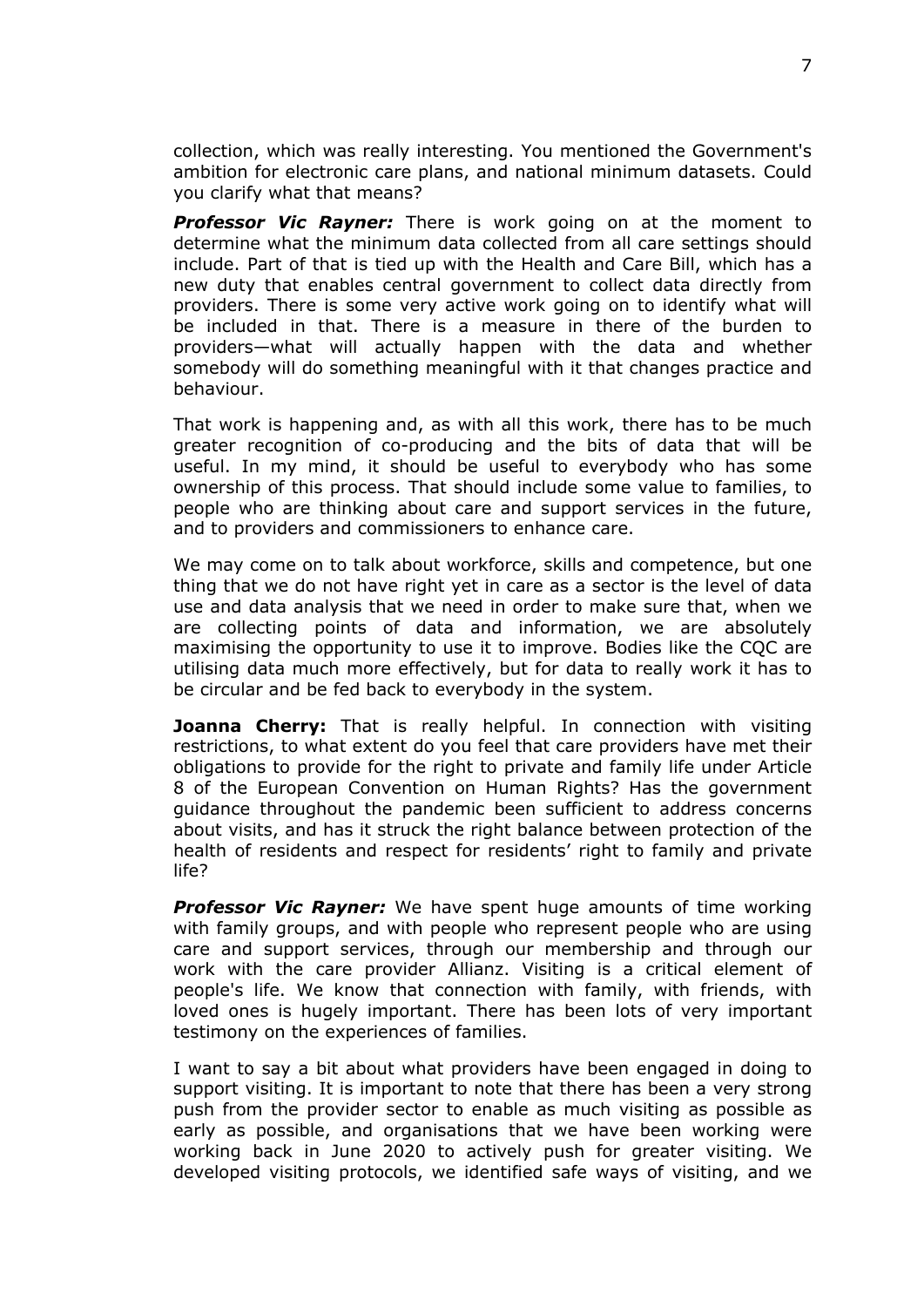collection, which was really interesting. You mentioned the Government's ambition for electronic care plans, and national minimum datasets. Could you clarify what that means?

***Professor Vic Rayner:*** There is work going on at the moment to determine what the minimum data collected from all care settings should include. Part of that is tied up with the Health and Care Bill, which has a new duty that enables central government to collect data directly from providers. There is some very active work going on to identify what will be included in that. There is a measure in there of the burden to providers—what will actually happen with the data and whether somebody will do something meaningful with it that changes practice and behaviour.

That work is happening and, as with all this work, there has to be much greater recognition of co-producing and the bits of data that will be useful. In my mind, it should be useful to everybody who has some ownership of this process. That should include some value to families, to people who are thinking about care and support services in the future, and to providers and commissioners to enhance care.

We may come on to talk about workforce, skills and competence, but one thing that we do not have right yet in care as a sector is the level of data use and data analysis that we need in order to make sure that, when we are collecting points of data and information, we are absolutely maximising the opportunity to use it to improve. Bodies like the CQC are utilising data much more effectively, but for data to really work it has to be circular and be fed back to everybody in the system.

**Joanna Cherry:** That is really helpful. In connection with visiting restrictions, to what extent do you feel that care providers have met their obligations to provide for the right to private and family life under Article 8 of the European Convention on Human Rights? Has the government guidance throughout the pandemic been sufficient to address concerns about visits, and has it struck the right balance between protection of the health of residents and respect for residents' right to family and private life?

***Professor Vic Rayner:*** We have spent huge amounts of time working with family groups, and with people who represent people who are using care and support services, through our membership and through our work with the care provider Allianz. Visiting is a critical element of people's life. We know that connection with family, with friends, with loved ones is hugely important. There has been lots of very important testimony on the experiences of families.

I want to say a bit about what providers have been engaged in doing to support visiting. It is important to note that there has been a very strong push from the provider sector to enable as much visiting as possible as early as possible, and organisations that we have been working were working back in June 2020 to actively push for greater visiting. We developed visiting protocols, we identified safe ways of visiting, and we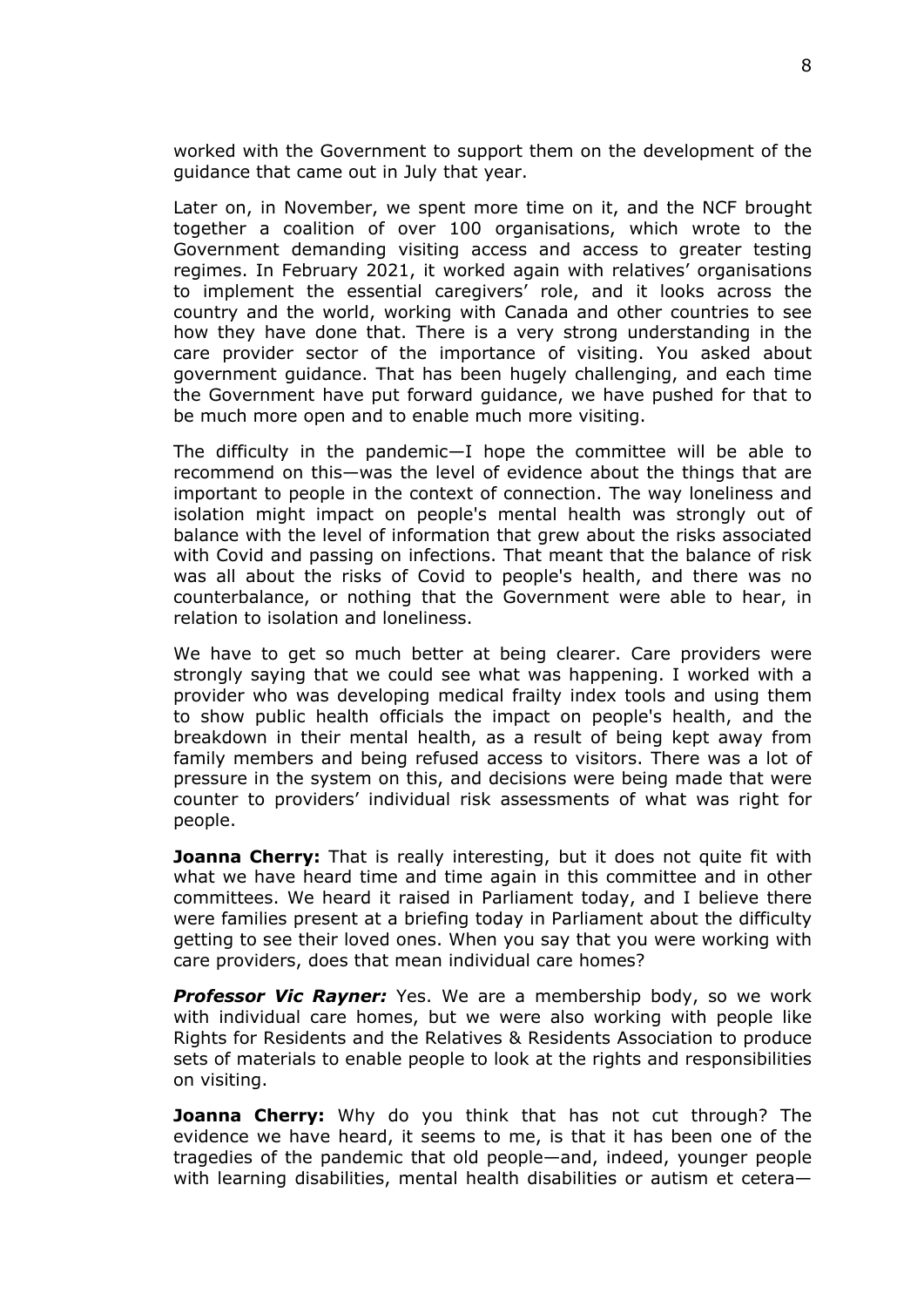worked with the Government to support them on the development of the guidance that came out in July that year.

Later on, in November, we spent more time on it, and the NCF brought together a coalition of over 100 organisations, which wrote to the Government demanding visiting access and access to greater testing regimes. In February 2021, it worked again with relatives' organisations to implement the essential caregivers' role, and it looks across the country and the world, working with Canada and other countries to see how they have done that. There is a very strong understanding in the care provider sector of the importance of visiting. You asked about government guidance. That has been hugely challenging, and each time the Government have put forward guidance, we have pushed for that to be much more open and to enable much more visiting.

The difficulty in the pandemic—I hope the committee will be able to recommend on this—was the level of evidence about the things that are important to people in the context of connection. The way loneliness and isolation might impact on people's mental health was strongly out of balance with the level of information that grew about the risks associated with Covid and passing on infections. That meant that the balance of risk was all about the risks of Covid to people's health, and there was no counterbalance, or nothing that the Government were able to hear, in relation to isolation and loneliness.

We have to get so much better at being clearer. Care providers were strongly saying that we could see what was happening. I worked with a provider who was developing medical frailty index tools and using them to show public health officials the impact on people's health, and the breakdown in their mental health, as a result of being kept away from family members and being refused access to visitors. There was a lot of pressure in the system on this, and decisions were being made that were counter to providers' individual risk assessments of what was right for people.

**Joanna Cherry:** That is really interesting, but it does not quite fit with what we have heard time and time again in this committee and in other committees. We heard it raised in Parliament today, and I believe there were families present at a briefing today in Parliament about the difficulty getting to see their loved ones. When you say that you were working with care providers, does that mean individual care homes?

***Professor Vic Rayner:*** Yes. We are a membership body, so we work with individual care homes, but we were also working with people like Rights for Residents and the Relatives & Residents Association to produce sets of materials to enable people to look at the rights and responsibilities on visiting.

**Joanna Cherry:** Why do you think that has not cut through? The evidence we have heard, it seems to me, is that it has been one of the tragedies of the pandemic that old people—and, indeed, younger people with learning disabilities, mental health disabilities or autism et cetera—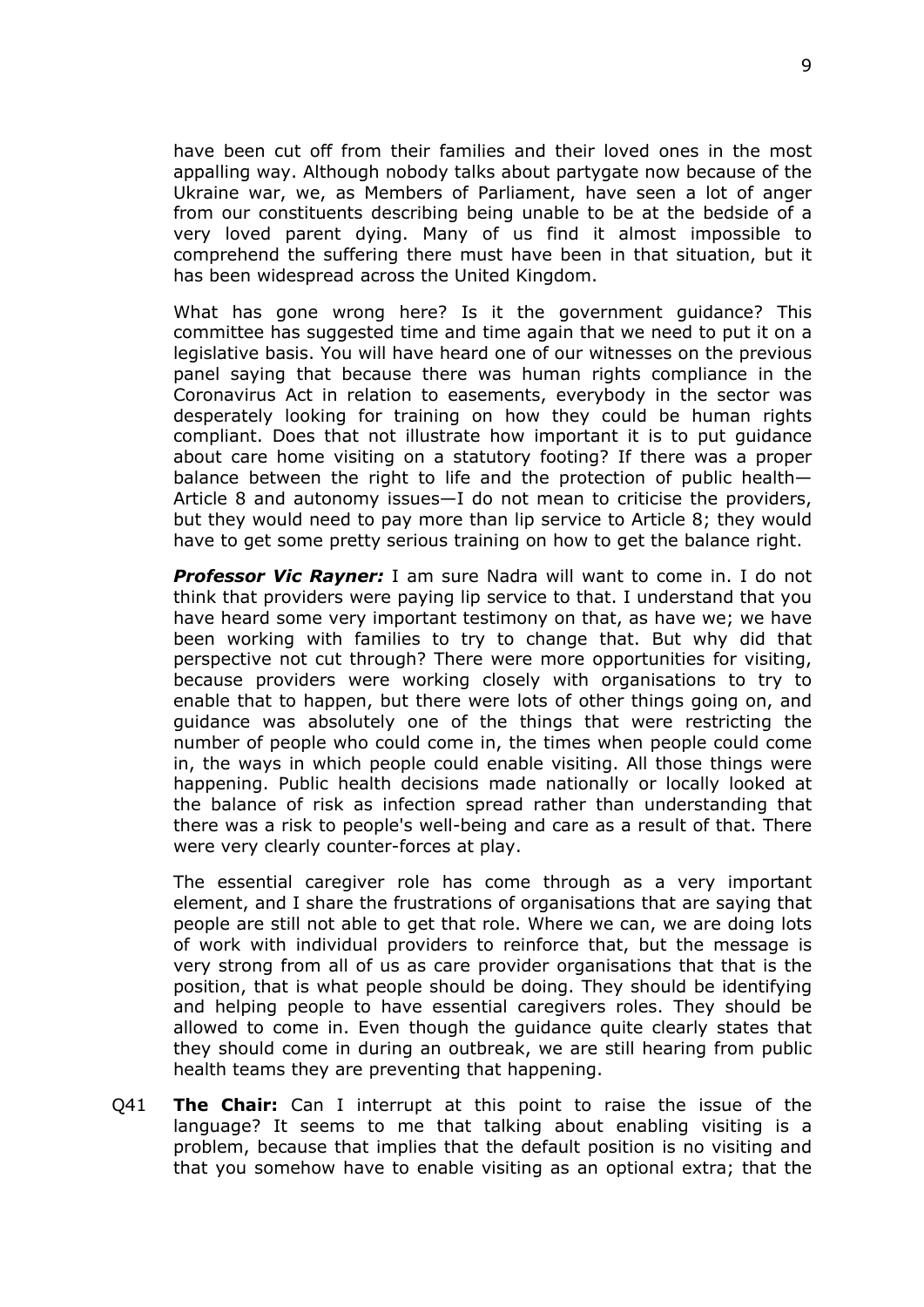have been cut off from their families and their loved ones in the most appalling way. Although nobody talks about partygate now because of the Ukraine war, we, as Members of Parliament, have seen a lot of anger from our constituents describing being unable to be at the bedside of a very loved parent dying. Many of us find it almost impossible to comprehend the suffering there must have been in that situation, but it has been widespread across the United Kingdom.

What has gone wrong here? Is it the government guidance? This committee has suggested time and time again that we need to put it on a legislative basis. You will have heard one of our witnesses on the previous panel saying that because there was human rights compliance in the Coronavirus Act in relation to easements, everybody in the sector was desperately looking for training on how they could be human rights compliant. Does that not illustrate how important it is to put guidance about care home visiting on a statutory footing? If there was a proper balance between the right to life and the protection of public health—Article 8 and autonomy issues—I do not mean to criticise the providers, but they would need to pay more than lip service to Article 8; they would have to get some pretty serious training on how to get the balance right.

***Professor Vic Rayner:*** I am sure Nadra will want to come in. I do not think that providers were paying lip service to that. I understand that you have heard some very important testimony on that, as have we; we have been working with families to try to change that. But why did that perspective not cut through? There were more opportunities for visiting, because providers were working closely with organisations to try to enable that to happen, but there were lots of other things going on, and guidance was absolutely one of the things that were restricting the number of people who could come in, the times when people could come in, the ways in which people could enable visiting. All those things were happening. Public health decisions made nationally or locally looked at the balance of risk as infection spread rather than understanding that there was a risk to people's well-being and care as a result of that. There were very clearly counter-forces at play.

The essential caregiver role has come through as a very important element, and I share the frustrations of organisations that are saying that people are still not able to get that role. Where we can, we are doing lots of work with individual providers to reinforce that, but the message is very strong from all of us as care provider organisations that that is the position, that is what people should be doing. They should be identifying and helping people to have essential caregivers roles. They should be allowed to come in. Even though the guidance quite clearly states that they should come in during an outbreak, we are still hearing from public health teams they are preventing that happening.

Q41 **The Chair:** Can I interrupt at this point to raise the issue of the language? It seems to me that talking about enabling visiting is a problem, because that implies that the default position is no visiting and that you somehow have to enable visiting as an optional extra; that the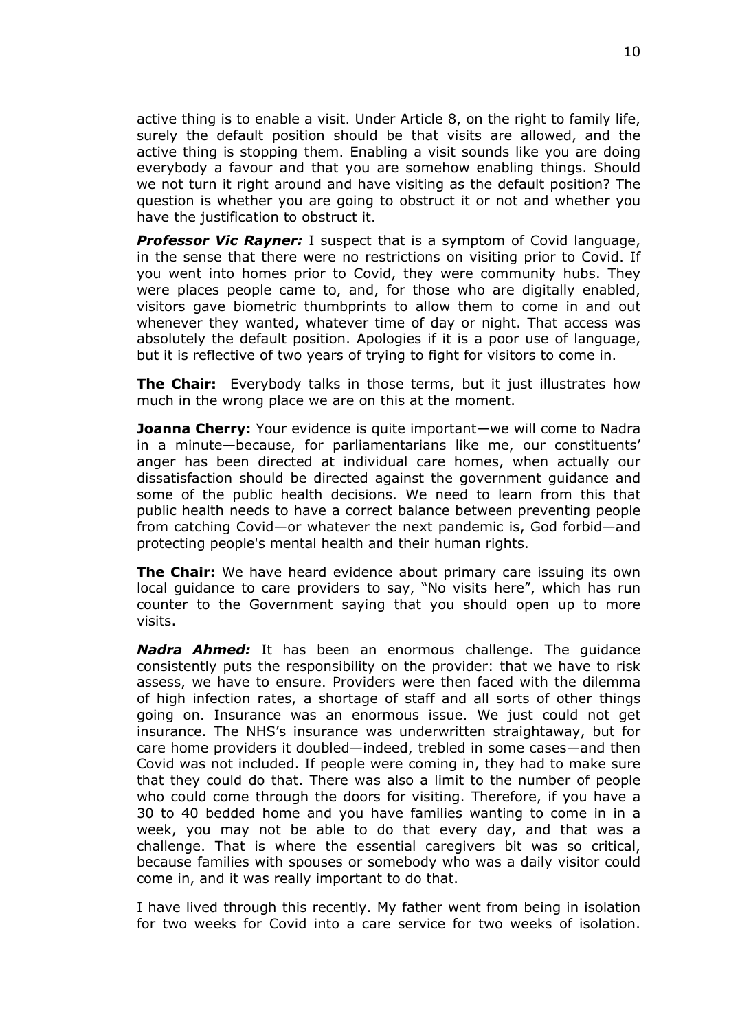active thing is to enable a visit. Under Article 8, on the right to family life, surely the default position should be that visits are allowed, and the active thing is stopping them. Enabling a visit sounds like you are doing everybody a favour and that you are somehow enabling things. Should we not turn it right around and have visiting as the default position? The question is whether you are going to obstruct it or not and whether you have the justification to obstruct it.

***Professor Vic Rayner:*** I suspect that is a symptom of Covid language, in the sense that there were no restrictions on visiting prior to Covid. If you went into homes prior to Covid, they were community hubs. They were places people came to, and, for those who are digitally enabled, visitors gave biometric thumbprints to allow them to come in and out whenever they wanted, whatever time of day or night. That access was absolutely the default position. Apologies if it is a poor use of language, but it is reflective of two years of trying to fight for visitors to come in.

**The Chair:** Everybody talks in those terms, but it just illustrates how much in the wrong place we are on this at the moment.

**Joanna Cherry:** Your evidence is quite important—we will come to Nadra in a minute—because, for parliamentarians like me, our constituents' anger has been directed at individual care homes, when actually our dissatisfaction should be directed against the government guidance and some of the public health decisions. We need to learn from this that public health needs to have a correct balance between preventing people from catching Covid—or whatever the next pandemic is, God forbid—and protecting people's mental health and their human rights.

**The Chair:** We have heard evidence about primary care issuing its own local guidance to care providers to say, "No visits here", which has run counter to the Government saying that you should open up to more visits.

***Nadra Ahmed:*** It has been an enormous challenge. The guidance consistently puts the responsibility on the provider: that we have to risk assess, we have to ensure. Providers were then faced with the dilemma of high infection rates, a shortage of staff and all sorts of other things going on. Insurance was an enormous issue. We just could not get insurance. The NHS's insurance was underwritten straightaway, but for care home providers it doubled—indeed, trebled in some cases—and then Covid was not included. If people were coming in, they had to make sure that they could do that. There was also a limit to the number of people who could come through the doors for visiting. Therefore, if you have a 30 to 40 bedded home and you have families wanting to come in in a week, you may not be able to do that every day, and that was a challenge. That is where the essential caregivers bit was so critical, because families with spouses or somebody who was a daily visitor could come in, and it was really important to do that.

I have lived through this recently. My father went from being in isolation for two weeks for Covid into a care service for two weeks of isolation.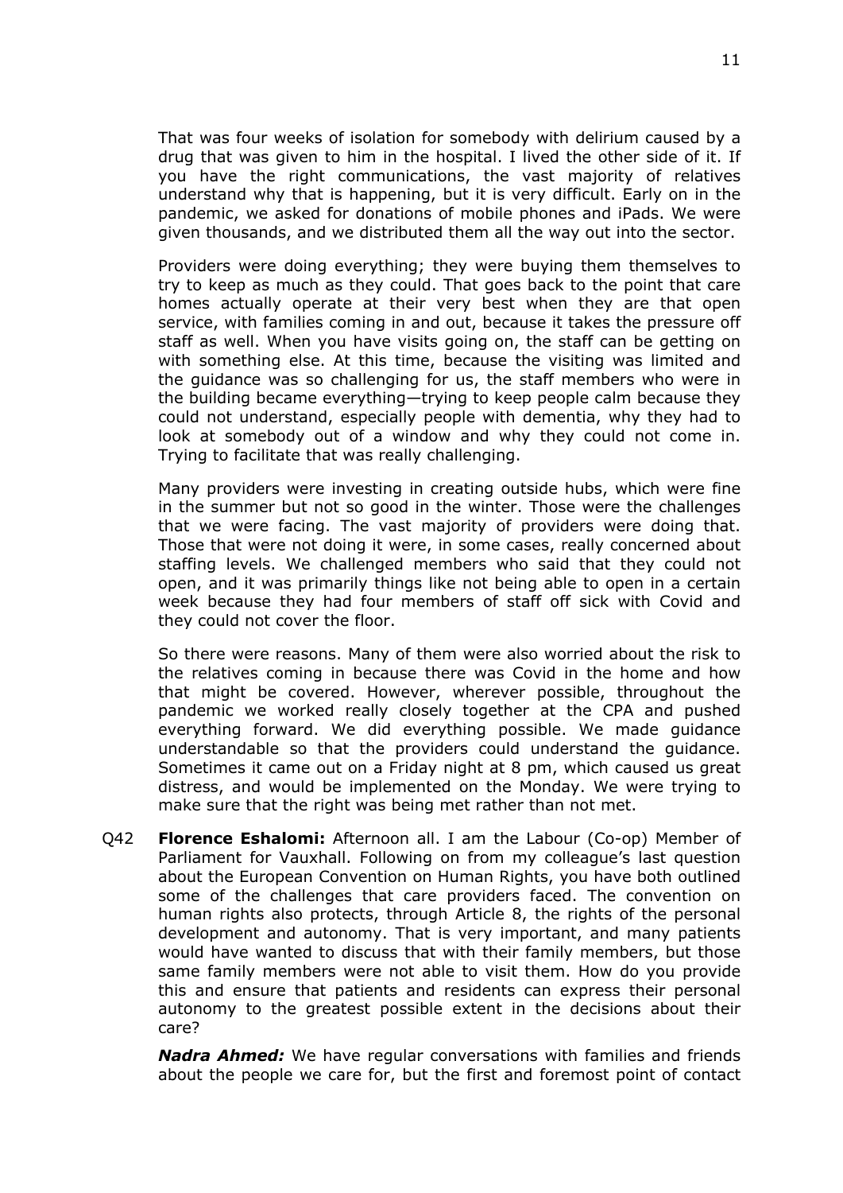That was four weeks of isolation for somebody with delirium caused by a drug that was given to him in the hospital. I lived the other side of it. If you have the right communications, the vast majority of relatives understand why that is happening, but it is very difficult. Early on in the pandemic, we asked for donations of mobile phones and iPads. We were given thousands, and we distributed them all the way out into the sector.

Providers were doing everything; they were buying them themselves to try to keep as much as they could. That goes back to the point that care homes actually operate at their very best when they are that open service, with families coming in and out, because it takes the pressure off staff as well. When you have visits going on, the staff can be getting on with something else. At this time, because the visiting was limited and the guidance was so challenging for us, the staff members who were in the building became everything—trying to keep people calm because they could not understand, especially people with dementia, why they had to look at somebody out of a window and why they could not come in. Trying to facilitate that was really challenging.

Many providers were investing in creating outside hubs, which were fine in the summer but not so good in the winter. Those were the challenges that we were facing. The vast majority of providers were doing that. Those that were not doing it were, in some cases, really concerned about staffing levels. We challenged members who said that they could not open, and it was primarily things like not being able to open in a certain week because they had four members of staff off sick with Covid and they could not cover the floor.

So there were reasons. Many of them were also worried about the risk to the relatives coming in because there was Covid in the home and how that might be covered. However, wherever possible, throughout the pandemic we worked really closely together at the CPA and pushed everything forward. We did everything possible. We made guidance understandable so that the providers could understand the guidance. Sometimes it came out on a Friday night at 8 pm, which caused us great distress, and would be implemented on the Monday. We were trying to make sure that the right was being met rather than not met.

Q42 **Florence Eshalomi:** Afternoon all. I am the Labour (Co-op) Member of Parliament for Vauxhall. Following on from my colleague's last question about the European Convention on Human Rights, you have both outlined some of the challenges that care providers faced. The convention on human rights also protects, through Article 8, the rights of the personal development and autonomy. That is very important, and many patients would have wanted to discuss that with their family members, but those same family members were not able to visit them. How do you provide this and ensure that patients and residents can express their personal autonomy to the greatest possible extent in the decisions about their care?

***Nadra Ahmed:*** We have regular conversations with families and friends about the people we care for, but the first and foremost point of contact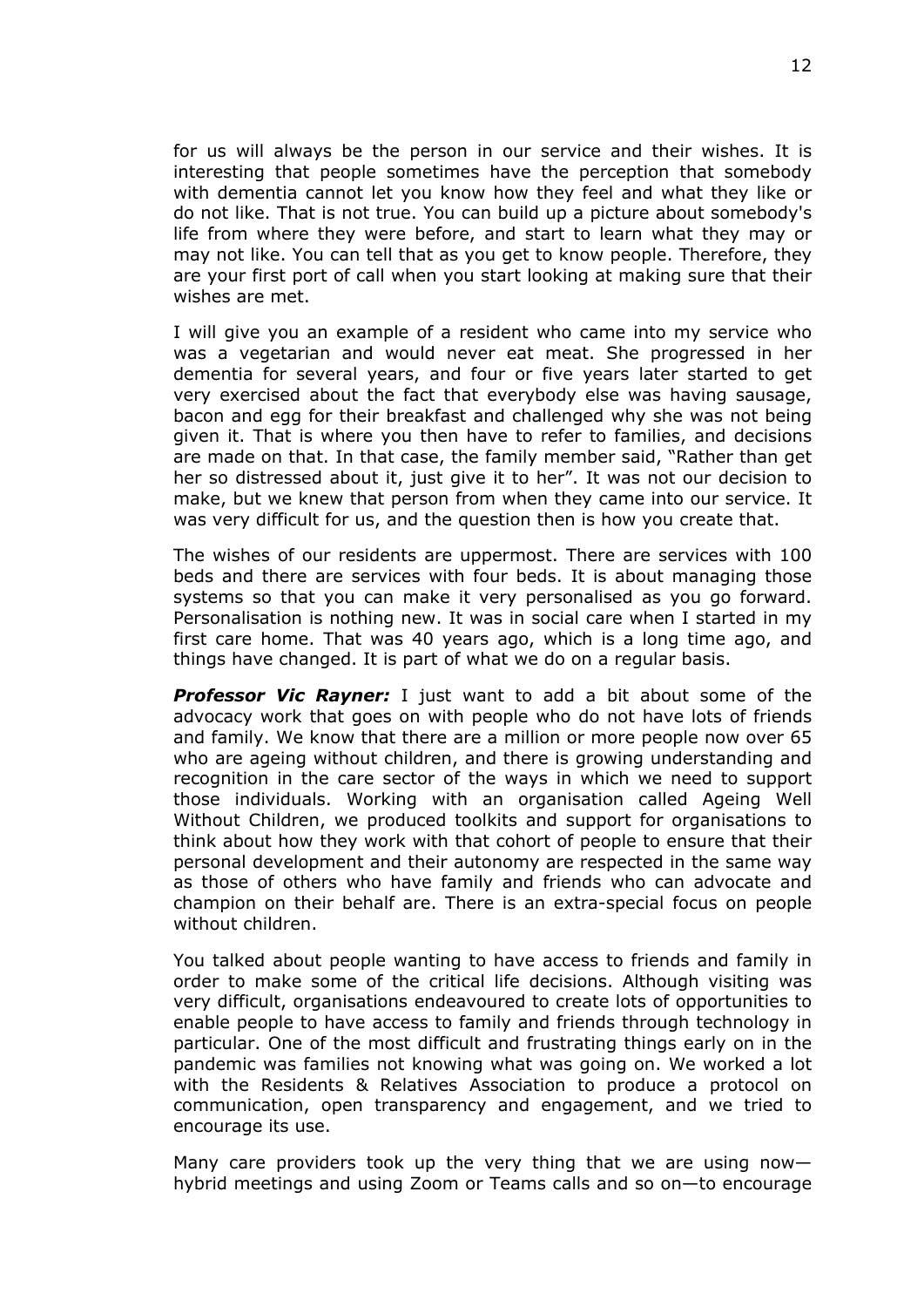for us will always be the person in our service and their wishes. It is interesting that people sometimes have the perception that somebody with dementia cannot let you know how they feel and what they like or do not like. That is not true. You can build up a picture about somebody's life from where they were before, and start to learn what they may or may not like. You can tell that as you get to know people. Therefore, they are your first port of call when you start looking at making sure that their wishes are met.

I will give you an example of a resident who came into my service who was a vegetarian and would never eat meat. She progressed in her dementia for several years, and four or five years later started to get very exercised about the fact that everybody else was having sausage, bacon and egg for their breakfast and challenged why she was not being given it. That is where you then have to refer to families, and decisions are made on that. In that case, the family member said, "Rather than get her so distressed about it, just give it to her". It was not our decision to make, but we knew that person from when they came into our service. It was very difficult for us, and the question then is how you create that.

The wishes of our residents are uppermost. There are services with 100 beds and there are services with four beds. It is about managing those systems so that you can make it very personalised as you go forward. Personalisation is nothing new. It was in social care when I started in my first care home. That was 40 years ago, which is a long time ago, and things have changed. It is part of what we do on a regular basis.

***Professor Vic Rayner:*** I just want to add a bit about some of the advocacy work that goes on with people who do not have lots of friends and family. We know that there are a million or more people now over 65 who are ageing without children, and there is growing understanding and recognition in the care sector of the ways in which we need to support those individuals. Working with an organisation called Ageing Well Without Children, we produced toolkits and support for organisations to think about how they work with that cohort of people to ensure that their personal development and their autonomy are respected in the same way as those of others who have family and friends who can advocate and champion on their behalf are. There is an extra-special focus on people without children.

You talked about people wanting to have access to friends and family in order to make some of the critical life decisions. Although visiting was very difficult, organisations endeavoured to create lots of opportunities to enable people to have access to family and friends through technology in particular. One of the most difficult and frustrating things early on in the pandemic was families not knowing what was going on. We worked a lot with the Residents & Relatives Association to produce a protocol on communication, open transparency and engagement, and we tried to encourage its use.

Many care providers took up the very thing that we are using now—hybrid meetings and using Zoom or Teams calls and so on—to encourage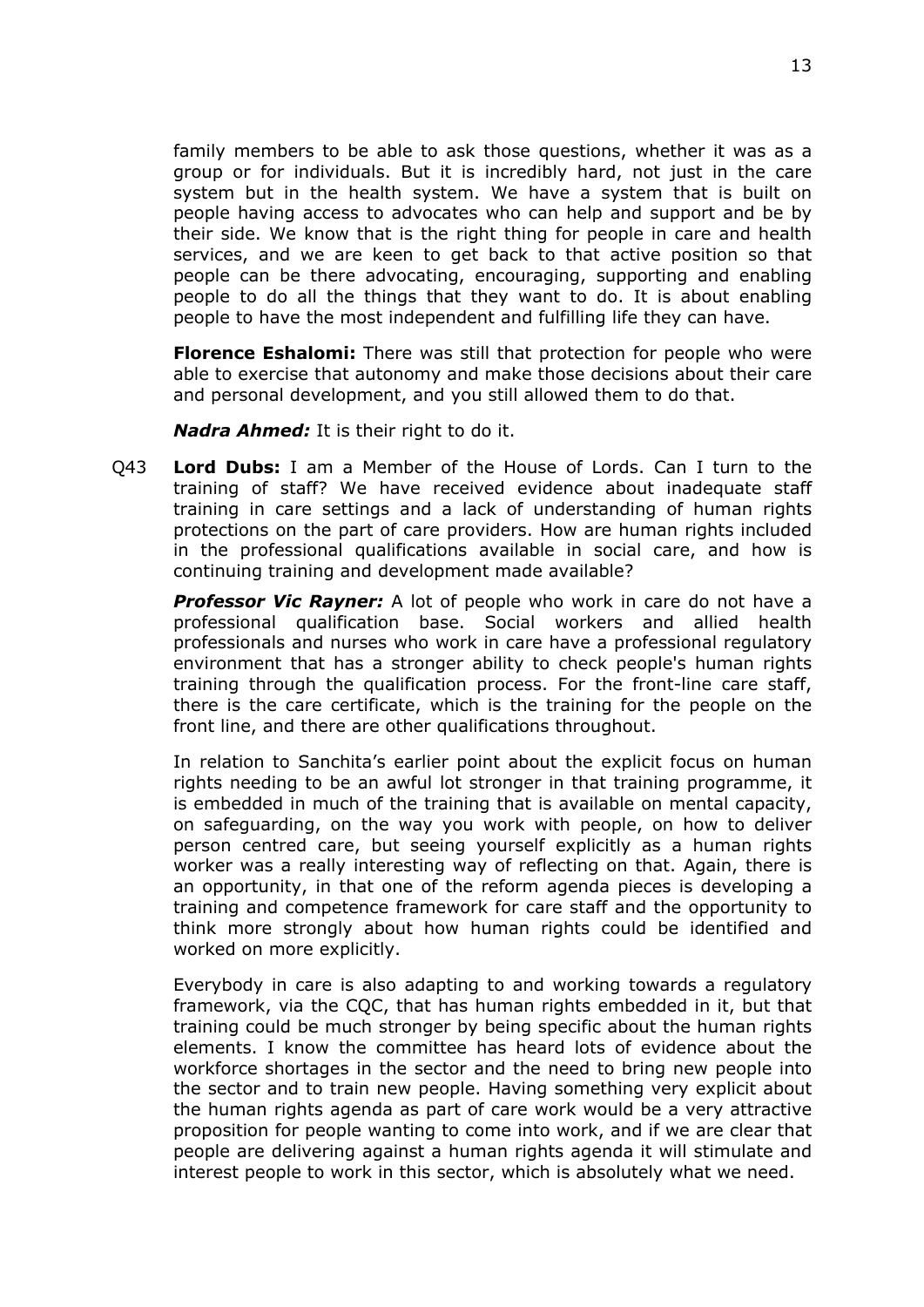family members to be able to ask those questions, whether it was as a group or for individuals. But it is incredibly hard, not just in the care system but in the health system. We have a system that is built on people having access to advocates who can help and support and be by their side. We know that is the right thing for people in care and health services, and we are keen to get back to that active position so that people can be there advocating, encouraging, supporting and enabling people to do all the things that they want to do. It is about enabling people to have the most independent and fulfilling life they can have.

**Florence Eshalomi:** There was still that protection for people who were able to exercise that autonomy and make those decisions about their care and personal development, and you still allowed them to do that.

***Nadra Ahmed:*** It is their right to do it.

Q43 **Lord Dubs:** I am a Member of the House of Lords. Can I turn to the training of staff? We have received evidence about inadequate staff training in care settings and a lack of understanding of human rights protections on the part of care providers. How are human rights included in the professional qualifications available in social care, and how is continuing training and development made available?

***Professor Vic Rayner:*** A lot of people who work in care do not have a professional qualification base. Social workers and allied health professionals and nurses who work in care have a professional regulatory environment that has a stronger ability to check people's human rights training through the qualification process. For the front-line care staff, there is the care certificate, which is the training for the people on the front line, and there are other qualifications throughout.

In relation to Sanchita's earlier point about the explicit focus on human rights needing to be an awful lot stronger in that training programme, it is embedded in much of the training that is available on mental capacity, on safeguarding, on the way you work with people, on how to deliver person centred care, but seeing yourself explicitly as a human rights worker was a really interesting way of reflecting on that. Again, there is an opportunity, in that one of the reform agenda pieces is developing a training and competence framework for care staff and the opportunity to think more strongly about how human rights could be identified and worked on more explicitly.

Everybody in care is also adapting to and working towards a regulatory framework, via the CQC, that has human rights embedded in it, but that training could be much stronger by being specific about the human rights elements. I know the committee has heard lots of evidence about the workforce shortages in the sector and the need to bring new people into the sector and to train new people. Having something very explicit about the human rights agenda as part of care work would be a very attractive proposition for people wanting to come into work, and if we are clear that people are delivering against a human rights agenda it will stimulate and interest people to work in this sector, which is absolutely what we need.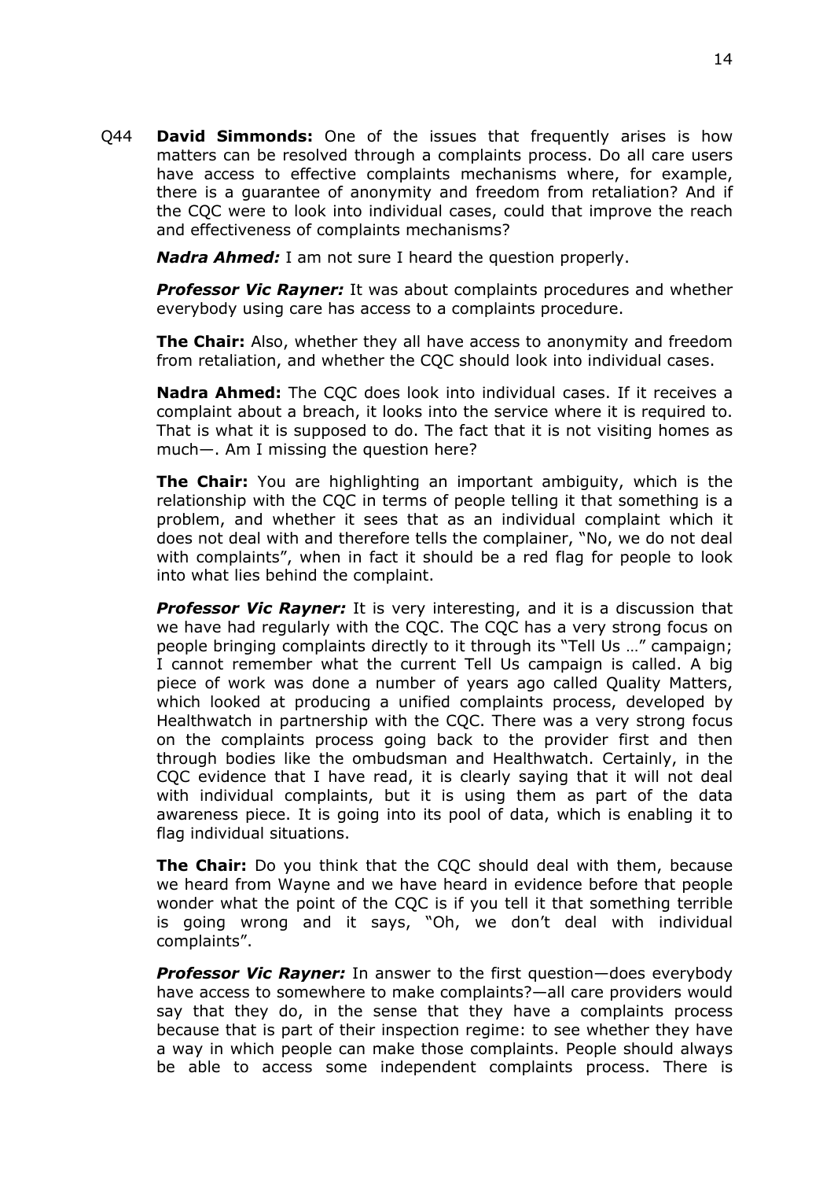Q44 **David Simmonds:** One of the issues that frequently arises is how matters can be resolved through a complaints process. Do all care users have access to effective complaints mechanisms where, for example, there is a guarantee of anonymity and freedom from retaliation? And if the CQC were to look into individual cases, could that improve the reach and effectiveness of complaints mechanisms?

***Nadra Ahmed:*** I am not sure I heard the question properly.

***Professor Vic Rayner:*** It was about complaints procedures and whether everybody using care has access to a complaints procedure.

**The Chair:** Also, whether they all have access to anonymity and freedom from retaliation, and whether the CQC should look into individual cases.

**Nadra Ahmed:** The CQC does look into individual cases. If it receives a complaint about a breach, it looks into the service where it is required to. That is what it is supposed to do. The fact that it is not visiting homes as much—. Am I missing the question here?

**The Chair:** You are highlighting an important ambiguity, which is the relationship with the CQC in terms of people telling it that something is a problem, and whether it sees that as an individual complaint which it does not deal with and therefore tells the complainer, "No, we do not deal with complaints", when in fact it should be a red flag for people to look into what lies behind the complaint.

***Professor Vic Rayner:*** It is very interesting, and it is a discussion that we have had regularly with the CQC. The CQC has a very strong focus on people bringing complaints directly to it through its "Tell Us …" campaign; I cannot remember what the current Tell Us campaign is called. A big piece of work was done a number of years ago called Quality Matters, which looked at producing a unified complaints process, developed by Healthwatch in partnership with the CQC. There was a very strong focus on the complaints process going back to the provider first and then through bodies like the ombudsman and Healthwatch. Certainly, in the CQC evidence that I have read, it is clearly saying that it will not deal with individual complaints, but it is using them as part of the data awareness piece. It is going into its pool of data, which is enabling it to flag individual situations.

**The Chair:** Do you think that the CQC should deal with them, because we heard from Wayne and we have heard in evidence before that people wonder what the point of the CQC is if you tell it that something terrible is going wrong and it says, "Oh, we don't deal with individual complaints".

***Professor Vic Rayner:*** In answer to the first question—does everybody have access to somewhere to make complaints?—all care providers would say that they do, in the sense that they have a complaints process because that is part of their inspection regime: to see whether they have a way in which people can make those complaints. People should always be able to access some independent complaints process. There is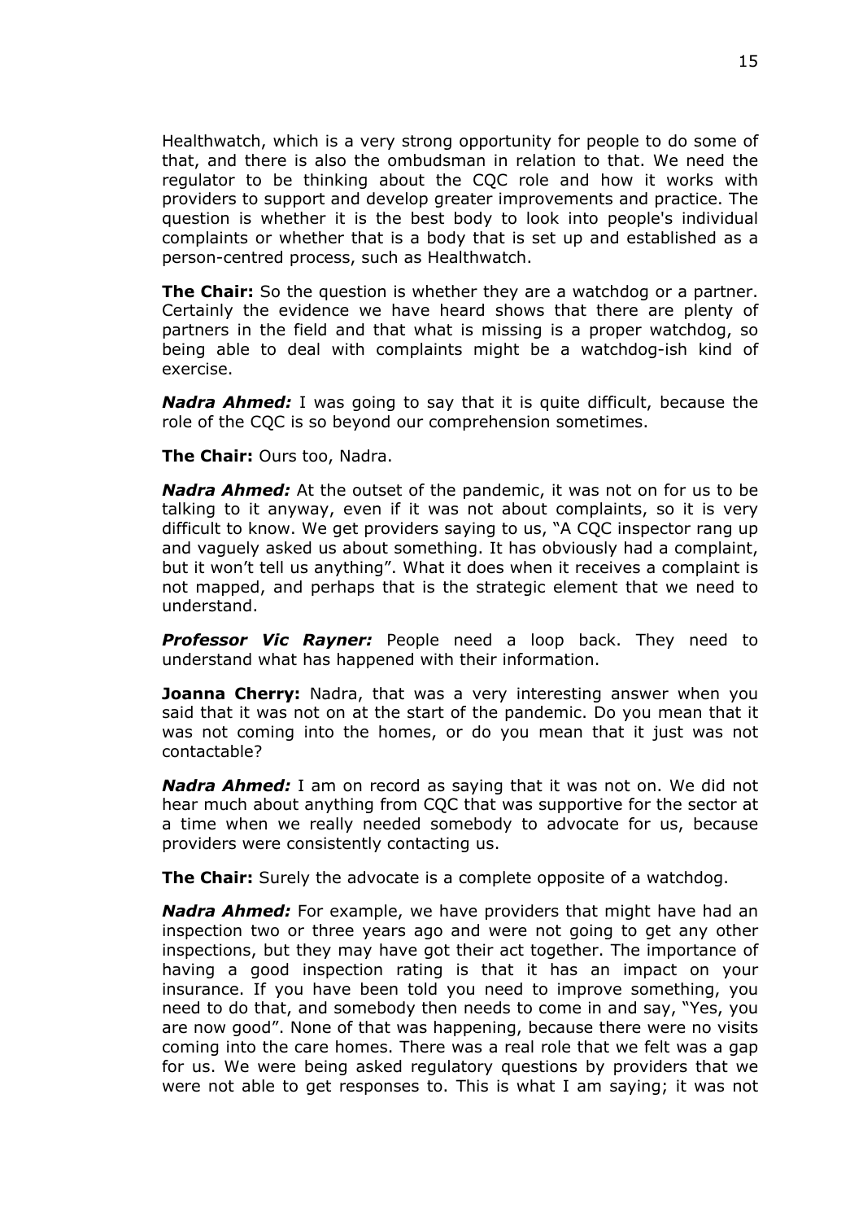Healthwatch, which is a very strong opportunity for people to do some of that, and there is also the ombudsman in relation to that. We need the regulator to be thinking about the CQC role and how it works with providers to support and develop greater improvements and practice. The question is whether it is the best body to look into people's individual complaints or whether that is a body that is set up and established as a person-centred process, such as Healthwatch.

**The Chair:** So the question is whether they are a watchdog or a partner. Certainly the evidence we have heard shows that there are plenty of partners in the field and that what is missing is a proper watchdog, so being able to deal with complaints might be a watchdog-ish kind of exercise.

***Nadra Ahmed:*** I was going to say that it is quite difficult, because the role of the CQC is so beyond our comprehension sometimes.

**The Chair:** Ours too, Nadra.

***Nadra Ahmed:*** At the outset of the pandemic, it was not on for us to be talking to it anyway, even if it was not about complaints, so it is very difficult to know. We get providers saying to us, "A CQC inspector rang up and vaguely asked us about something. It has obviously had a complaint, but it won't tell us anything". What it does when it receives a complaint is not mapped, and perhaps that is the strategic element that we need to understand.

***Professor Vic Rayner:*** People need a loop back. They need to understand what has happened with their information.

**Joanna Cherry:** Nadra, that was a very interesting answer when you said that it was not on at the start of the pandemic. Do you mean that it was not coming into the homes, or do you mean that it just was not contactable?

***Nadra Ahmed:*** I am on record as saying that it was not on. We did not hear much about anything from CQC that was supportive for the sector at a time when we really needed somebody to advocate for us, because providers were consistently contacting us.

**The Chair:** Surely the advocate is a complete opposite of a watchdog.

***Nadra Ahmed:*** For example, we have providers that might have had an inspection two or three years ago and were not going to get any other inspections, but they may have got their act together. The importance of having a good inspection rating is that it has an impact on your insurance. If you have been told you need to improve something, you need to do that, and somebody then needs to come in and say, "Yes, you are now good". None of that was happening, because there were no visits coming into the care homes. There was a real role that we felt was a gap for us. We were being asked regulatory questions by providers that we were not able to get responses to. This is what I am saying; it was not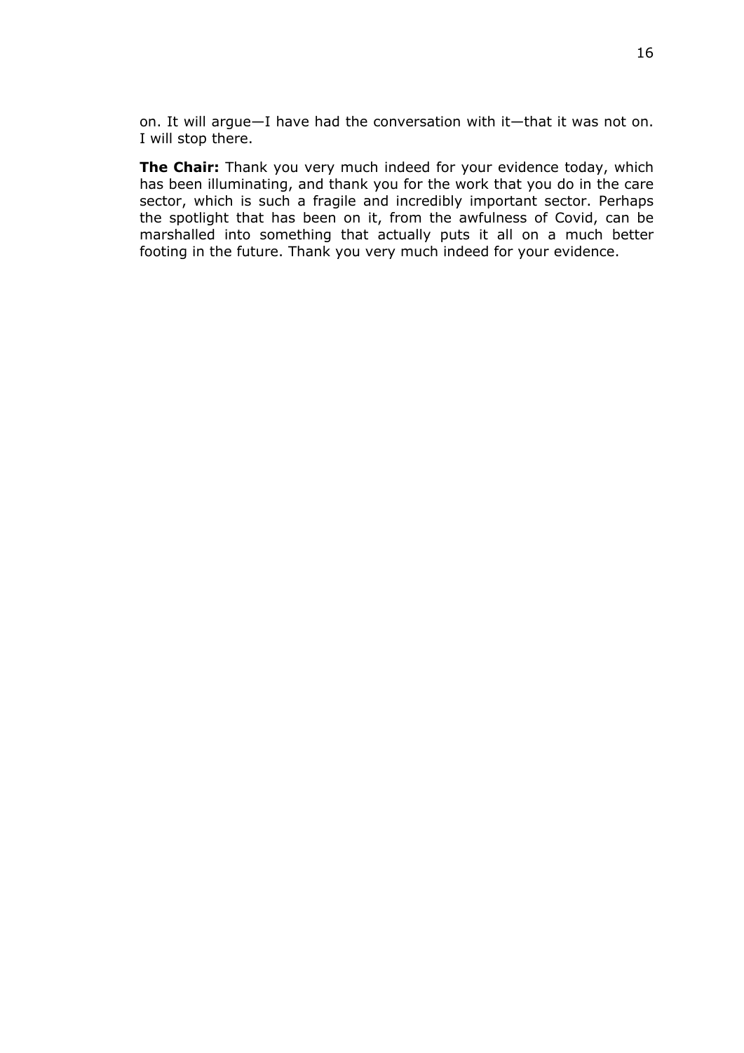on. It will argue—I have had the conversation with it—that it was not on. I will stop there.

**The Chair:** Thank you very much indeed for your evidence today, which has been illuminating, and thank you for the work that you do in the care sector, which is such a fragile and incredibly important sector. Perhaps the spotlight that has been on it, from the awfulness of Covid, can be marshalled into something that actually puts it all on a much better footing in the future. Thank you very much indeed for your evidence.